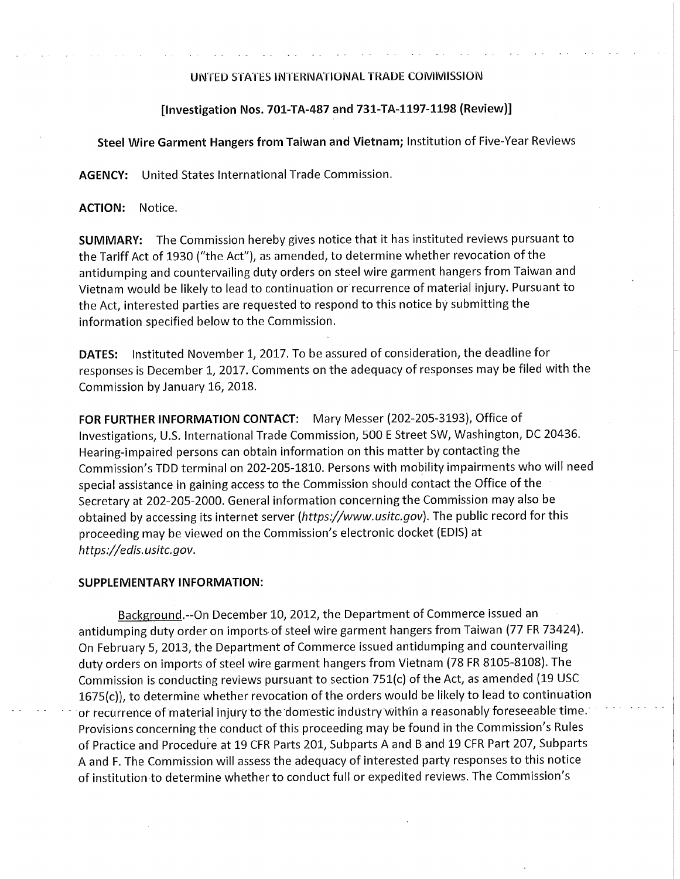UNITED STATES INTERNATIONAL TRADE COMMISSION

**[Investigation Nos. 701-TA-487 and 731-TA-1197-1198 (Review)]**

**Steel Wire Garment Hangers from Taiwan and Vietnam;** Institution of Five-Year Reviews

**AGENCY:** United States International Trade Commission.

**ACTION:** Notice.

**SUMMARY:** The Commission hereby gives notice that it has instituted reviews pursuant to the Tariff Act of 1930 ("the Act"), as amended, to determine whether revocation of the antidumping and countervailing duty orders on steel wire garment hangers from Taiwan and Vietnam would be likely to lead to continuation or recurrence of material injury. Pursuant to the Act, interested parties are requested to respond to this notice by submitting the information specified below to the Commission.

**DATES:** Instituted November 1, 2017. To be assured of consideration, the deadline for responses is December 1, 2017. Comments on the adequacy of responses may be filed with the Commission by January 16, 2018.

**FOR FURTHER INFORMATION CONTACT:** Mary Messer (202-205-3193), Office of Investigations, U.S. International Trade Commission, 500 E Street SW, Washington, DC 20436. Hearing-impaired persons can obtain information on this matter by contacting the Commission's TDD terminal on 202-205-1810. Persons with mobility impairments who will need special assistance in gaining access to the Commission should contact the Office of the Secretary at 202-205-2000. General information concerning the Commission may also be obtained by accessing its internet server (*https://www.usitc.gov*). The public record for this proceeding may be viewed on the Commission's electronic docket (EDIS) at *https://edis.usitc.gov*.

**SUPPLEMENTARY INFORMATION:**

Background.--On December 10, 2012, the Department of Commerce issued an antidumping duty order on imports of steel wire garment hangers from Taiwan (77 FR 73424). On February 5, 2013, the Department of Commerce issued antidumping and countervailing duty orders on imports of steel wire garment hangers from Vietnam (78 FR 8105-8108). The Commission is conducting reviews pursuant to section 751(c) of the Act, as amended (19 USC 1675(c)), to determine whether revocation of the orders would be likely to lead to continuation or recurrence of material injury to the domestic industry within a reasonably foreseeable time. Provisions concerning the conduct of this proceeding may be found in the Commission's Rules of Practice and Procedure at 19 CFR Parts 201, Subparts A and B and 19 CFR Part 207, Subparts A and F. The Commission will assess the adequacy of interested party responses to this notice of institution to determine whether to conduct full or expedited reviews. The Commission's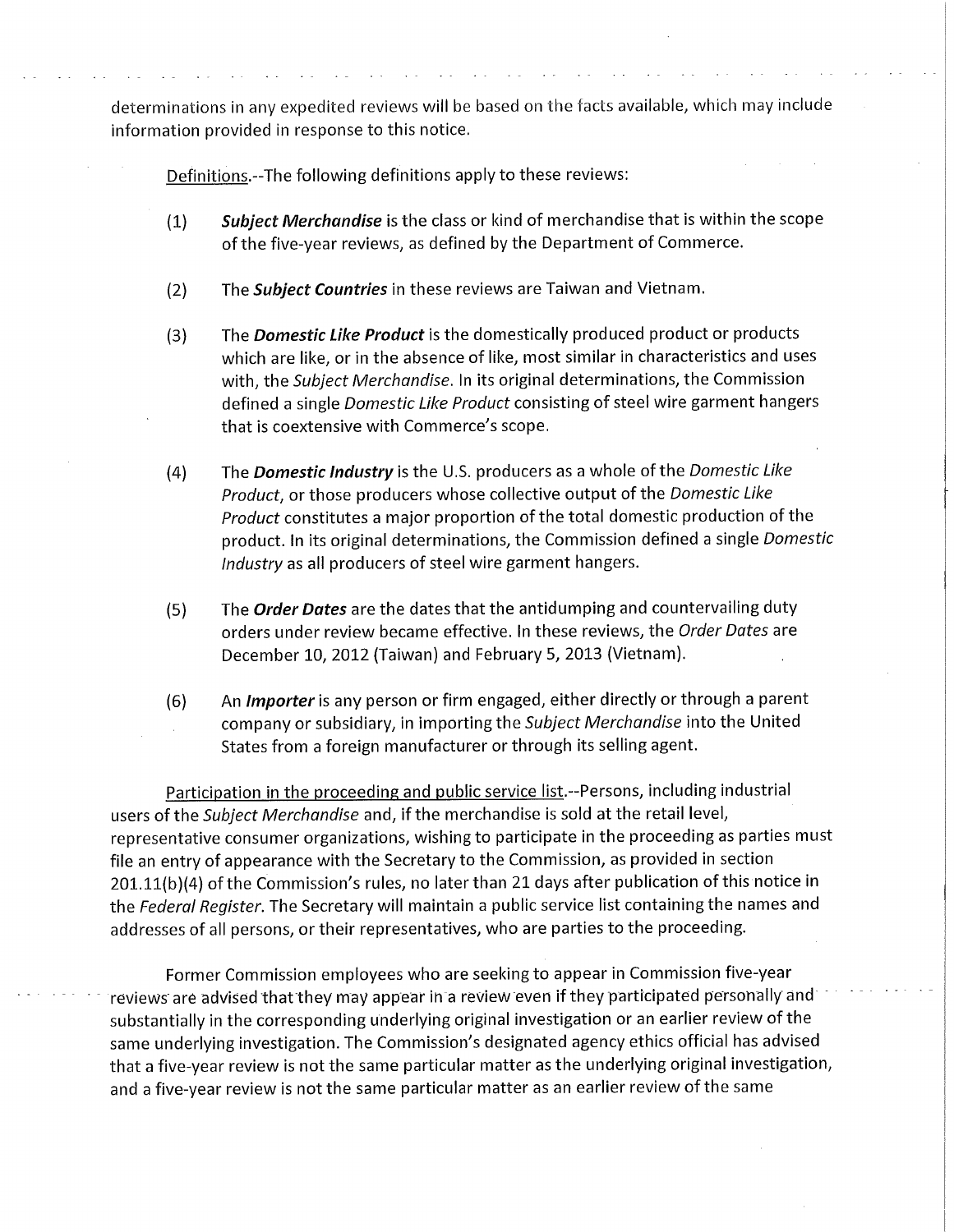determinations in any expedited reviews will be based on the facts available, which may include information provided in response to this notice.

Definitions.--The following definitions apply to these reviews:

(1) ***Subject Merchandise*** is the class or kind of merchandise that is within the scope of the five-year reviews, as defined by the Department of Commerce.

(2) The ***Subject Countries*** in these reviews are Taiwan and Vietnam.

(3) The ***Domestic Like Product*** is the domestically produced product or products which are like, or in the absence of like, most similar in characteristics and uses with, the *Subject Merchandise*. In its original determinations, the Commission defined a single *Domestic Like Product* consisting of steel wire garment hangers that is coextensive with Commerce's scope.

(4) The ***Domestic Industry*** is the U.S. producers as a whole of the *Domestic Like Product*, or those producers whose collective output of the *Domestic Like Product* constitutes a major proportion of the total domestic production of the product. In its original determinations, the Commission defined a single *Domestic Industry* as all producers of steel wire garment hangers.

(5) The ***Order Dates*** are the dates that the antidumping and countervailing duty orders under review became effective. In these reviews, the *Order Dates* are December 10, 2012 (Taiwan) and February 5, 2013 (Vietnam).

(6) An ***Importer*** is any person or firm engaged, either directly or through a parent company or subsidiary, in importing the *Subject Merchandise* into the United States from a foreign manufacturer or through its selling agent.

Participation in the proceeding and public service list.--Persons, including industrial users of the *Subject Merchandise* and, if the merchandise is sold at the retail level, representative consumer organizations, wishing to participate in the proceeding as parties must file an entry of appearance with the Secretary to the Commission, as provided in section 201.11(b)(4) of the Commission's rules, no later than 21 days after publication of this notice in the *Federal Register*. The Secretary will maintain a public service list containing the names and addresses of all persons, or their representatives, who are parties to the proceeding.

Former Commission employees who are seeking to appear in Commission five-year reviews are advised that they may appear in a review even if they participated personally and substantially in the corresponding underlying original investigation or an earlier review of the same underlying investigation. The Commission's designated agency ethics official has advised that a five-year review is not the same particular matter as the underlying original investigation, and a five-year review is not the same particular matter as an earlier review of the same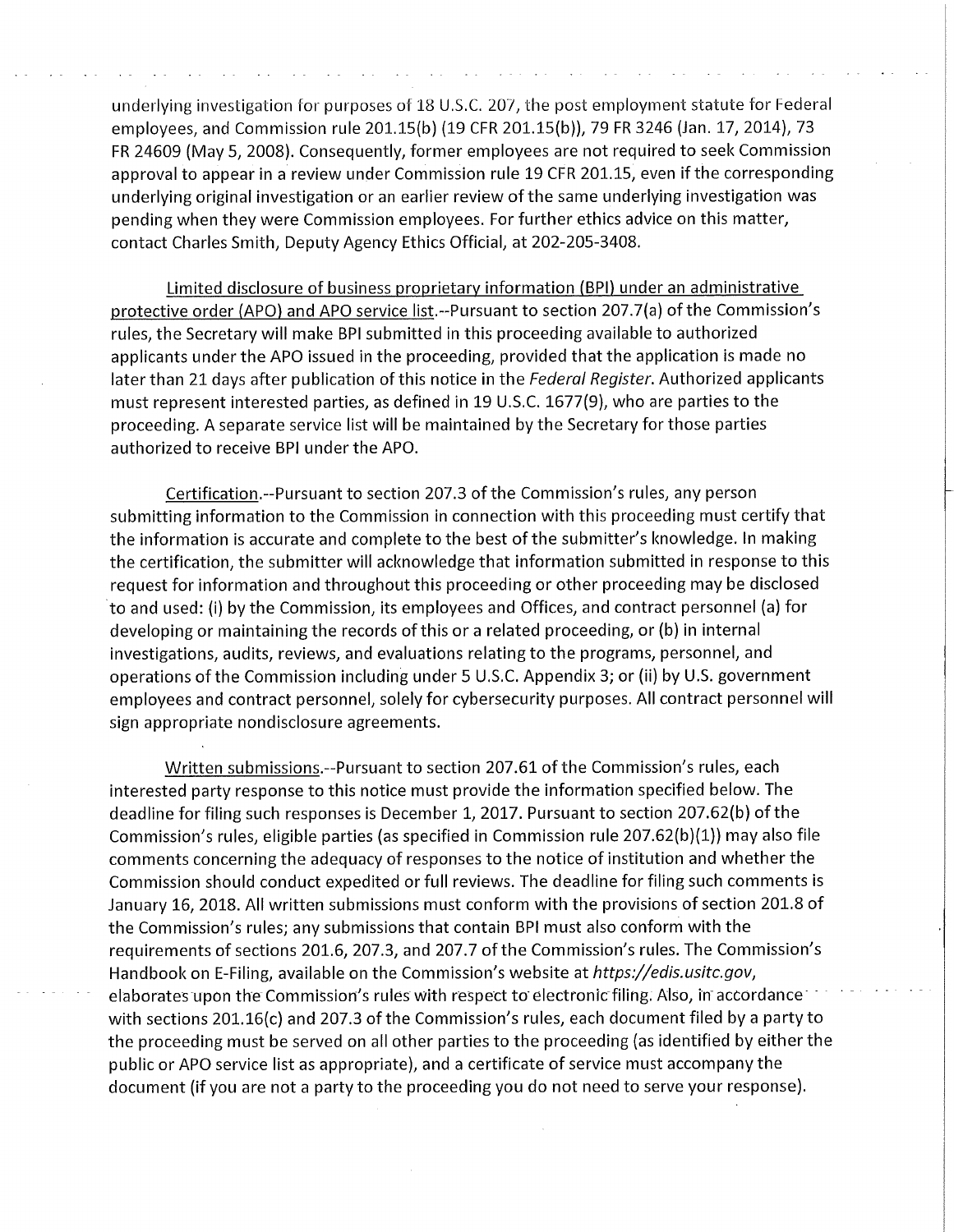underlying investigation for purposes of 18 U.S.C. 207, the post employment statute for Federal employees, and Commission rule 201.15(b) (19 CFR 201.15(b)), 79 FR 3246 (Jan. 17, 2014), 73 FR 24609 (May 5, 2008). Consequently, former employees are not required to seek Commission approval to appear in a review under Commission rule 19 CFR 201.15, even if the corresponding underlying original investigation or an earlier review of the same underlying investigation was pending when they were Commission employees. For further ethics advice on this matter, contact Charles Smith, Deputy Agency Ethics Official, at 202-205-3408.

Limited disclosure of business proprietary information (BPI) under an administrative protective order (APO) and APO service list.--Pursuant to section 207.7(a) of the Commission's rules, the Secretary will make BPI submitted in this proceeding available to authorized applicants under the APO issued in the proceeding, provided that the application is made no later than 21 days after publication of this notice in the *Federal Register*. Authorized applicants must represent interested parties, as defined in 19 U.S.C. 1677(9), who are parties to the proceeding. A separate service list will be maintained by the Secretary for those parties authorized to receive BPI under the APO.

Certification.--Pursuant to section 207.3 of the Commission's rules, any person submitting information to the Commission in connection with this proceeding must certify that the information is accurate and complete to the best of the submitter's knowledge. In making the certification, the submitter will acknowledge that information submitted in response to this request for information and throughout this proceeding or other proceeding may be disclosed to and used: (i) by the Commission, its employees and Offices, and contract personnel (a) for developing or maintaining the records of this or a related proceeding, or (b) in internal investigations, audits, reviews, and evaluations relating to the programs, personnel, and operations of the Commission including under 5 U.S.C. Appendix 3; or (ii) by U.S. government employees and contract personnel, solely for cybersecurity purposes. All contract personnel will sign appropriate nondisclosure agreements.

Written submissions.--Pursuant to section 207.61 of the Commission's rules, each interested party response to this notice must provide the information specified below. The deadline for filing such responses is December 1, 2017. Pursuant to section 207.62(b) of the Commission's rules, eligible parties (as specified in Commission rule 207.62(b)(1)) may also file comments concerning the adequacy of responses to the notice of institution and whether the Commission should conduct expedited or full reviews. The deadline for filing such comments is January 16, 2018. All written submissions must conform with the provisions of section 201.8 of the Commission's rules; any submissions that contain BPI must also conform with the requirements of sections 201.6, 207.3, and 207.7 of the Commission's rules. The Commission's Handbook on E-Filing, available on the Commission's website at *https://edis.usitc.gov*, elaborates upon the Commission's rules with respect to electronic filing. Also, in accordance with sections 201.16(c) and 207.3 of the Commission's rules, each document filed by a party to the proceeding must be served on all other parties to the proceeding (as identified by either the public or APO service list as appropriate), and a certificate of service must accompany the document (if you are not a party to the proceeding you do not need to serve your response).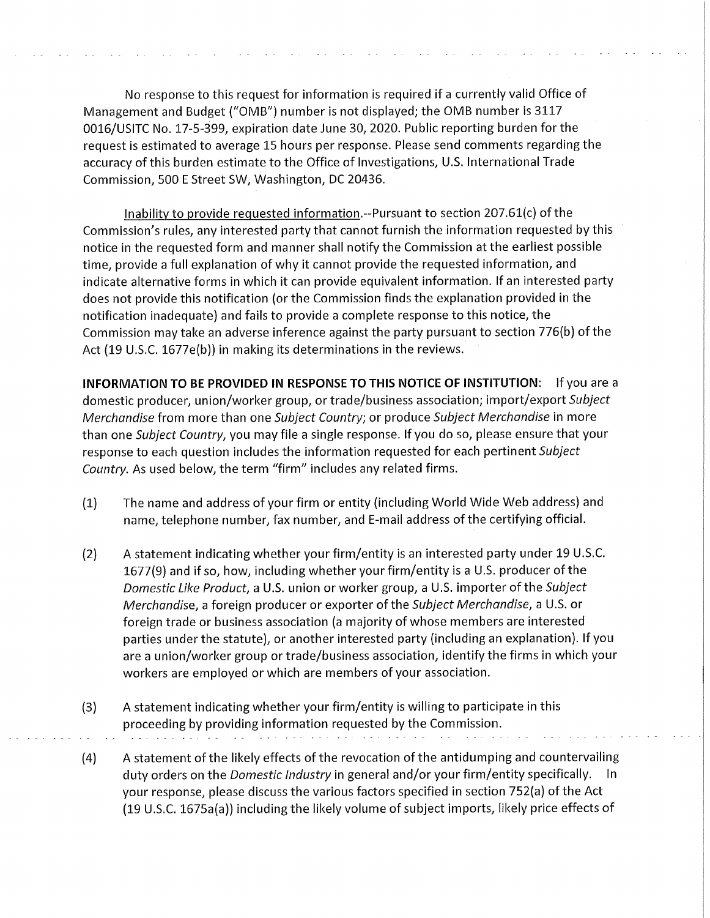No response to this request for information is required if a currently valid Office of Management and Budget ("OMB") number is not displayed; the OMB number is 3117 0016/USITC No. 17-5-399, expiration date June 30, 2020. Public reporting burden for the request is estimated to average 15 hours per response. Please send comments regarding the accuracy of this burden estimate to the Office of Investigations, U.S. International Trade Commission, 500 E Street SW, Washington, DC 20436.

Inability to provide requested information.--Pursuant to section 207.61(c) of the Commission's rules, any interested party that cannot furnish the information requested by this notice in the requested form and manner shall notify the Commission at the earliest possible time, provide a full explanation of why it cannot provide the requested information, and indicate alternative forms in which it can provide equivalent information. If an interested party does not provide this notification (or the Commission finds the explanation provided in the notification inadequate) and fails to provide a complete response to this notice, the Commission may take an adverse inference against the party pursuant to section 776(b) of the Act (19 U.S.C. 1677e(b)) in making its determinations in the reviews.

**INFORMATION TO BE PROVIDED IN RESPONSE TO THIS NOTICE OF INSTITUTION:** If you are a domestic producer, union/worker group, or trade/business association; import/export *Subject Merchandise* from more than one *Subject Country*; or produce *Subject Merchandise* in more than one *Subject Country*, you may file a single response. If you do so, please ensure that your response to each question includes the information requested for each pertinent *Subject Country.* As used below, the term "firm" includes any related firms.

(1) The name and address of your firm or entity (including World Wide Web address) and name, telephone number, fax number, and E-mail address of the certifying official.

(2) A statement indicating whether your firm/entity is an interested party under 19 U.S.C. 1677(9) and if so, how, including whether your firm/entity is a U.S. producer of the *Domestic Like Product*, a U.S. union or worker group, a U.S. importer of the *Subject Merchandis*e, a foreign producer or exporter of the *Subject Merchandise*, a U.S. or foreign trade or business association (a majority of whose members are interested parties under the statute), or another interested party (including an explanation). If you are a union/worker group or trade/business association, identify the firms in which your workers are employed or which are members of your association.

(3) A statement indicating whether your firm/entity is willing to participate in this proceeding by providing information requested by the Commission.

(4) A statement of the likely effects of the revocation of the antidumping and countervailing duty orders on the *Domestic Industry* in general and/or your firm/entity specifically. In your response, please discuss the various factors specified in section 752(a) of the Act (19 U.S.C. 1675a(a)) including the likely volume of subject imports, likely price effects of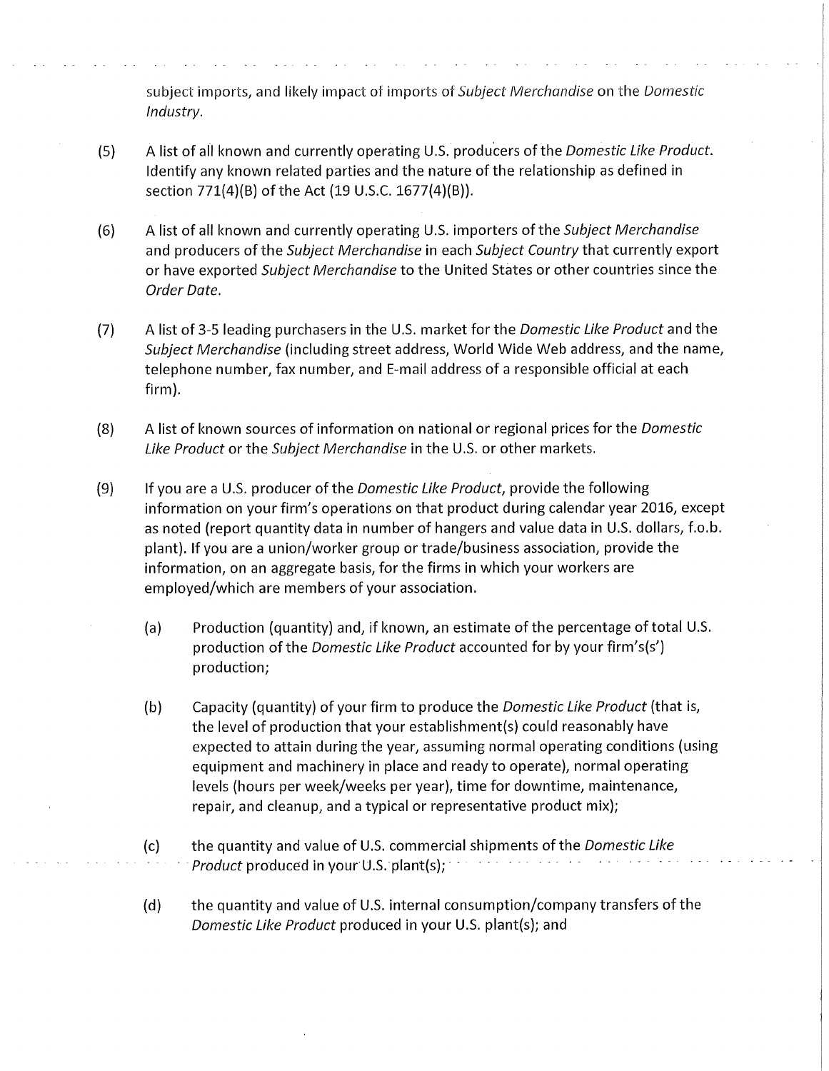subject imports, and likely impact of imports of *Subject Merchandise* on the *Domestic Industry*.

(5) A list of all known and currently operating U.S. producers of the *Domestic Like Product*. Identify any known related parties and the nature of the relationship as defined in section 771(4)(B) of the Act (19 U.S.C. 1677(4)(B)).

(6) A list of all known and currently operating U.S. importers of the *Subject Merchandise* and producers of the *Subject Merchandise* in each *Subject Country* that currently export or have exported *Subject Merchandise* to the United States or other countries since the *Order Date*.

(7) A list of 3-5 leading purchasers in the U.S. market for the *Domestic Like Product* and the *Subject Merchandise* (including street address, World Wide Web address, and the name, telephone number, fax number, and E-mail address of a responsible official at each firm).

(8) A list of known sources of information on national or regional prices for the *Domestic Like Product* or the *Subject Merchandise* in the U.S. or other markets.

(9) If you are a U.S. producer of the *Domestic Like Product*, provide the following information on your firm's operations on that product during calendar year 2016, except as noted (report quantity data in number of hangers and value data in U.S. dollars, f.o.b. plant). If you are a union/worker group or trade/business association, provide the information, on an aggregate basis, for the firms in which your workers are employed/which are members of your association.

   (a) Production (quantity) and, if known, an estimate of the percentage of total U.S. production of the *Domestic Like Product* accounted for by your firm's(s') production;

   (b) Capacity (quantity) of your firm to produce the *Domestic Like Product* (that is, the level of production that your establishment(s) could reasonably have expected to attain during the year, assuming normal operating conditions (using equipment and machinery in place and ready to operate), normal operating levels (hours per week/weeks per year), time for downtime, maintenance, repair, and cleanup, and a typical or representative product mix);

   (c) the quantity and value of U.S. commercial shipments of the *Domestic Like Product* produced in your U.S. plant(s);

   (d) the quantity and value of U.S. internal consumption/company transfers of the *Domestic Like Product* produced in your U.S. plant(s); and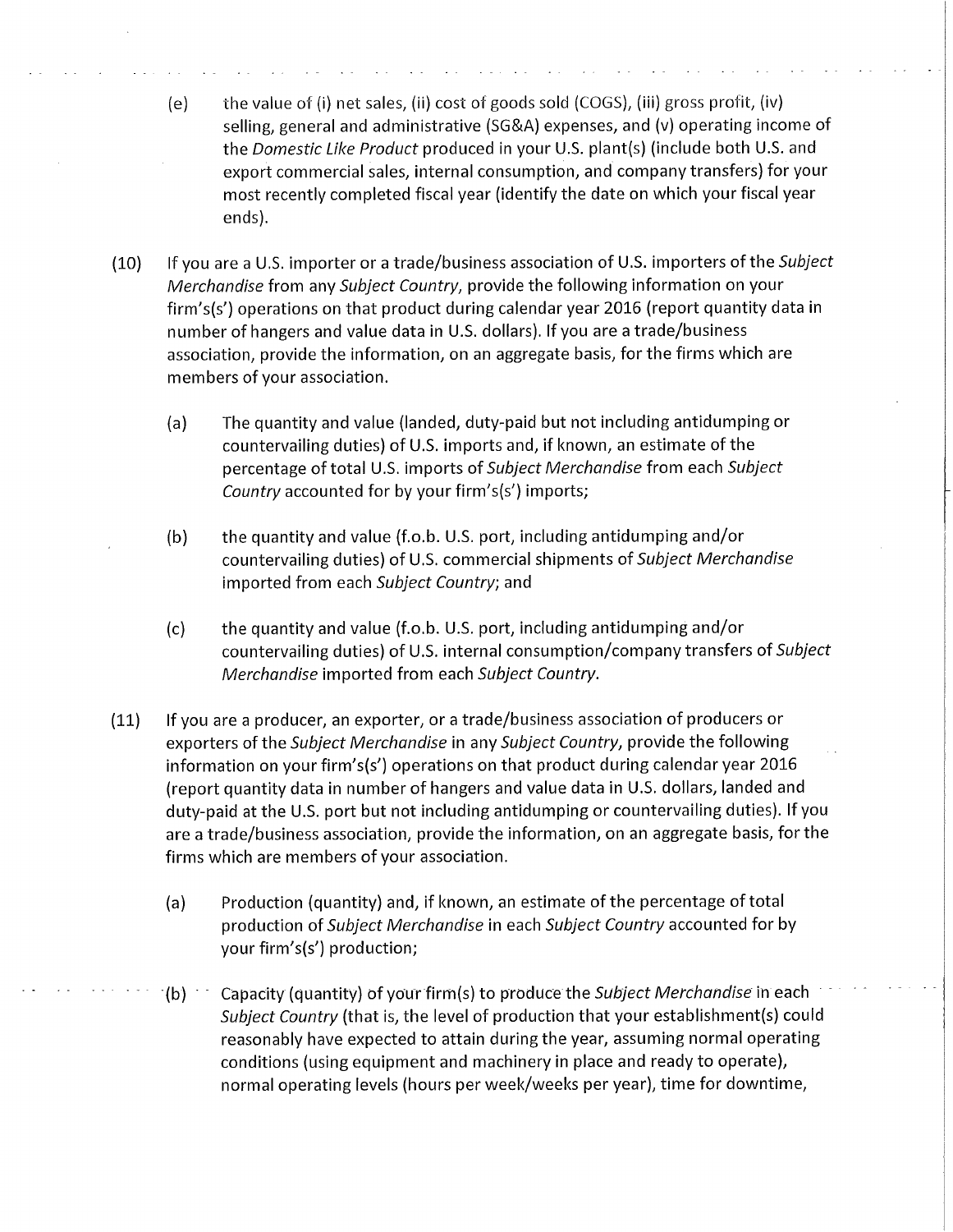(e) the value of (i) net sales, (ii) cost of goods sold (COGS), (iii) gross profit, (iv) selling, general and administrative (SG&A) expenses, and (v) operating income of the *Domestic Like Product* produced in your U.S. plant(s) (include both U.S. and export commercial sales, internal consumption, and company transfers) for your most recently completed fiscal year (identify the date on which your fiscal year ends).

(10) If you are a U.S. importer or a trade/business association of U.S. importers of the *Subject Merchandise* from any *Subject Country*, provide the following information on your firm's(s') operations on that product during calendar year 2016 (report quantity data in number of hangers and value data in U.S. dollars). If you are a trade/business association, provide the information, on an aggregate basis, for the firms which are members of your association.

(a) The quantity and value (landed, duty-paid but not including antidumping or countervailing duties) of U.S. imports and, if known, an estimate of the percentage of total U.S. imports of *Subject Merchandise* from each *Subject Country* accounted for by your firm's(s') imports;

(b) the quantity and value (f.o.b. U.S. port, including antidumping and/or countervailing duties) of U.S. commercial shipments of *Subject Merchandise* imported from each *Subject Country*; and

(c) the quantity and value (f.o.b. U.S. port, including antidumping and/or countervailing duties) of U.S. internal consumption/company transfers of *Subject Merchandise* imported from each *Subject Country*.

(11) If you are a producer, an exporter, or a trade/business association of producers or exporters of the *Subject Merchandise* in any *Subject Country*, provide the following information on your firm's(s') operations on that product during calendar year 2016 (report quantity data in number of hangers and value data in U.S. dollars, landed and duty-paid at the U.S. port but not including antidumping or countervailing duties). If you are a trade/business association, provide the information, on an aggregate basis, for the firms which are members of your association.

(a) Production (quantity) and, if known, an estimate of the percentage of total production of *Subject Merchandise* in each *Subject Country* accounted for by your firm's(s') production;

(b) Capacity (quantity) of your firm(s) to produce the *Subject Merchandise* in each *Subject Country* (that is, the level of production that your establishment(s) could reasonably have expected to attain during the year, assuming normal operating conditions (using equipment and machinery in place and ready to operate), normal operating levels (hours per week/weeks per year), time for downtime,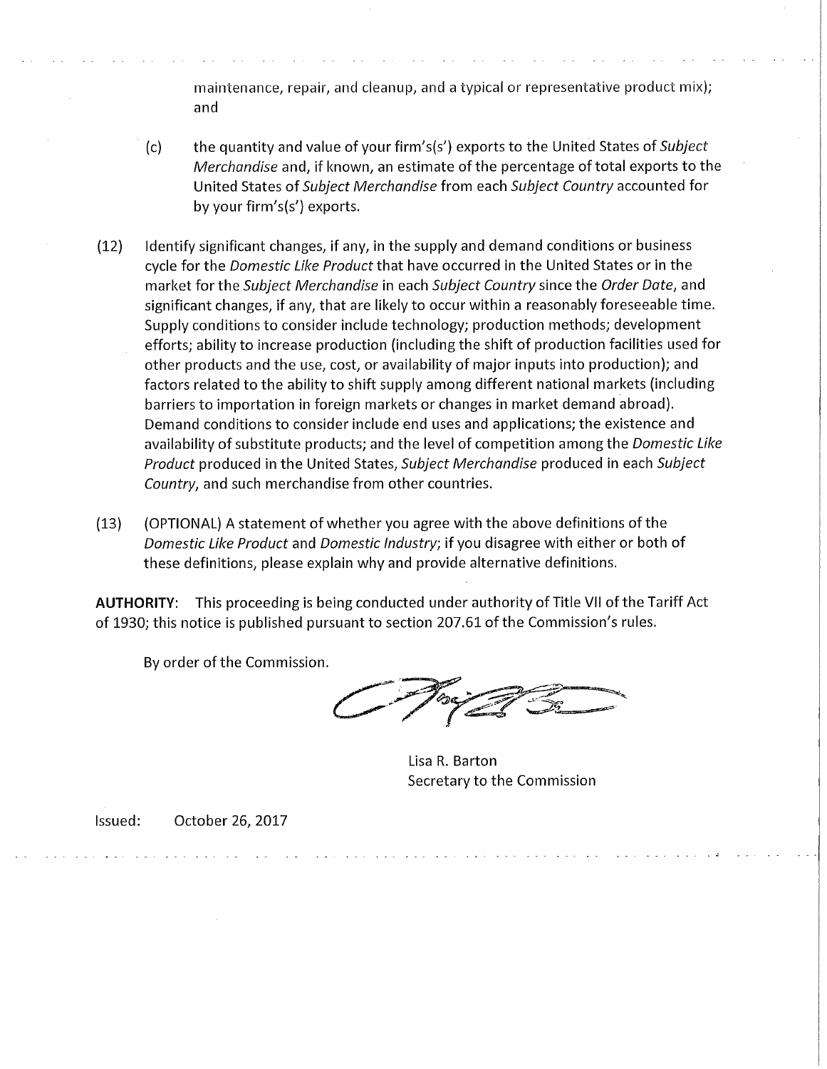maintenance, repair, and cleanup, and a typical or representative product mix); and

(c) the quantity and value of your firm's(s') exports to the United States of *Subject Merchandise* and, if known, an estimate of the percentage of total exports to the United States of *Subject Merchandise* from each *Subject Country* accounted for by your firm's(s') exports.

(12) Identify significant changes, if any, in the supply and demand conditions or business cycle for the *Domestic Like Product* that have occurred in the United States or in the market for the *Subject Merchandise* in each *Subject Country* since the *Order Date*, and significant changes, if any, that are likely to occur within a reasonably foreseeable time. Supply conditions to consider include technology; production methods; development efforts; ability to increase production (including the shift of production facilities used for other products and the use, cost, or availability of major inputs into production); and factors related to the ability to shift supply among different national markets (including barriers to importation in foreign markets or changes in market demand abroad). Demand conditions to consider include end uses and applications; the existence and availability of substitute products; and the level of competition among the *Domestic Like Product* produced in the United States, *Subject Merchandise* produced in each *Subject Country*, and such merchandise from other countries.

(13) (OPTIONAL) A statement of whether you agree with the above definitions of the *Domestic Like Product* and *Domestic Industry*; if you disagree with either or both of these definitions, please explain why and provide alternative definitions.

**AUTHORITY**: This proceeding is being conducted under authority of Title VII of the Tariff Act of 1930; this notice is published pursuant to section 207.61 of the Commission's rules.

By order of the Commission.

Lisa R. Barton
Secretary to the Commission

Issued: October 26, 2017